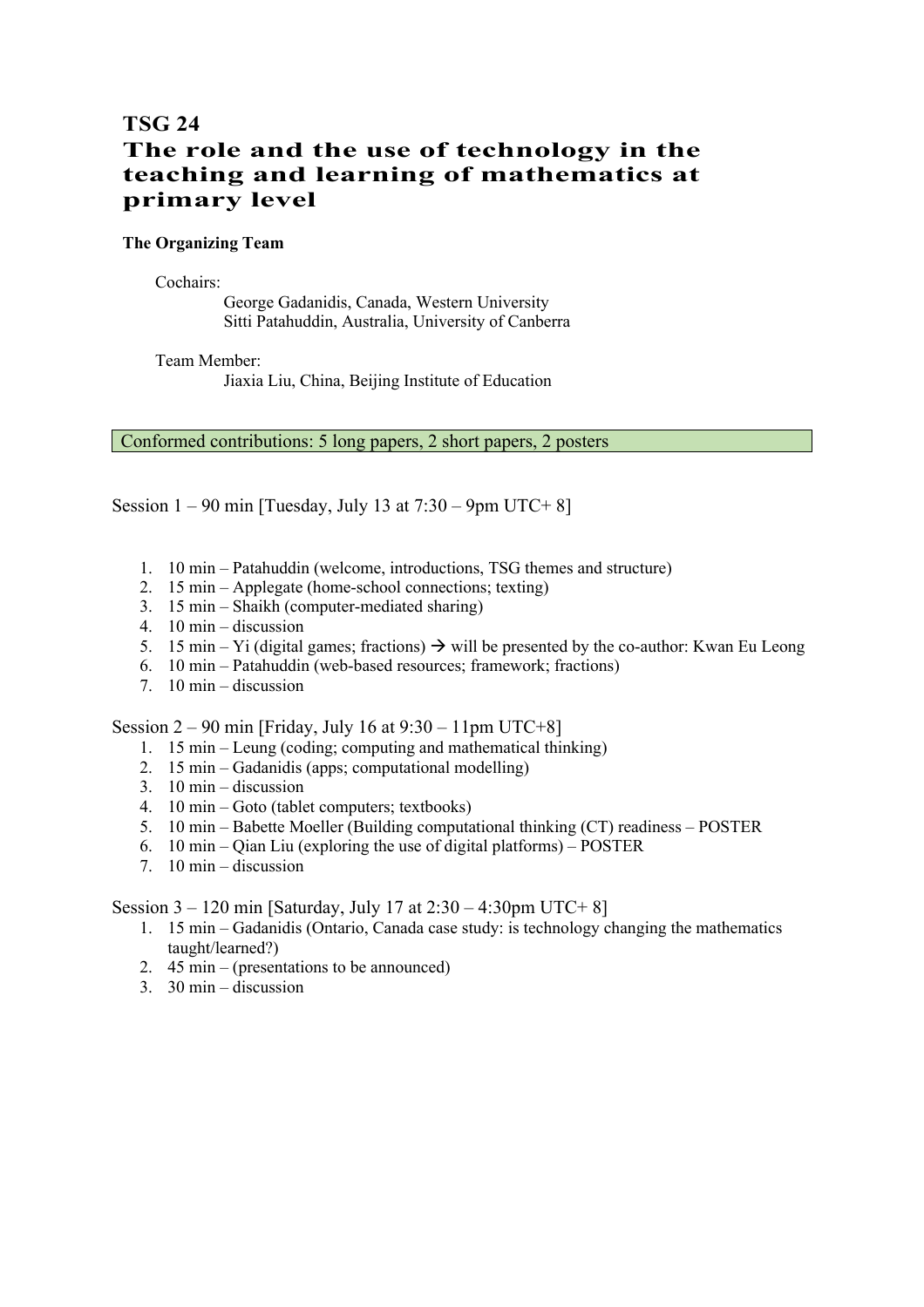# TSG 24

# The role and the use of technology in the teaching and learning of mathematics at primary level

**The Organizing Team**

Cochairs:

George Gadanidis, Canada, Western University
Sitti Patahuddin, Australia, University of Canberra

Team Member:

Jiaxia Liu, China, Beijing Institute of Education

Conformed contributions: 5 long papers, 2 short papers, 2 posters

Session 1 – 90 min [Tuesday, July 13 at 7:30 – 9pm UTC+ 8]

1. 10 min – Patahuddin (welcome, introductions, TSG themes and structure)
2. 15 min – Applegate (home-school connections; texting)
3. 15 min – Shaikh (computer-mediated sharing)
4. 10 min – discussion
5. 15 min – Yi (digital games; fractions) → will be presented by the co-author: Kwan Eu Leong
6. 10 min – Patahuddin (web-based resources; framework; fractions)
7. 10 min – discussion

Session 2 – 90 min [Friday, July 16 at 9:30 – 11pm UTC+8]

1. 15 min – Leung (coding; computing and mathematical thinking)
2. 15 min – Gadanidis (apps; computational modelling)
3. 10 min – discussion
4. 10 min – Goto (tablet computers; textbooks)
5. 10 min – Babette Moeller (Building computational thinking (CT) readiness – POSTER
6. 10 min – Qian Liu (exploring the use of digital platforms) – POSTER
7. 10 min – discussion

Session 3 – 120 min [Saturday, July 17 at 2:30 – 4:30pm UTC+ 8]

1. 15 min – Gadanidis (Ontario, Canada case study: is technology changing the mathematics taught/learned?)
2. 45 min – (presentations to be announced)
3. 30 min – discussion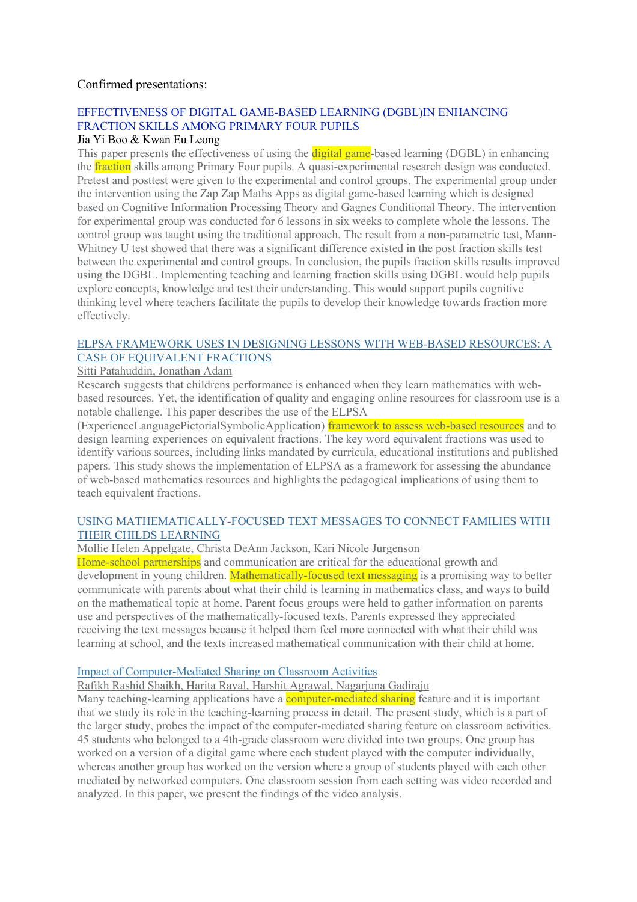Confirmed presentations:

### EFFECTIVENESS OF DIGITAL GAME-BASED LEARNING (DGBL)IN ENHANCING FRACTION SKILLS AMONG PRIMARY FOUR PUPILS

Jia Yi Boo & Kwan Eu Leong

This paper presents the effectiveness of using the digital game-based learning (DGBL) in enhancing the fraction skills among Primary Four pupils. A quasi-experimental research design was conducted. Pretest and posttest were given to the experimental and control groups. The experimental group under the intervention using the Zap Zap Maths Apps as digital game-based learning which is designed based on Cognitive Information Processing Theory and Gagnes Conditional Theory. The intervention for experimental group was conducted for 6 lessons in six weeks to complete whole the lessons. The control group was taught using the traditional approach. The result from a non-parametric test, Mann-Whitney U test showed that there was a significant difference existed in the post fraction skills test between the experimental and control groups. In conclusion, the pupils fraction skills results improved using the DGBL. Implementing teaching and learning fraction skills using DGBL would help pupils explore concepts, knowledge and test their understanding. This would support pupils cognitive thinking level where teachers facilitate the pupils to develop their knowledge towards fraction more effectively.

### ELPSA FRAMEWORK USES IN DESIGNING LESSONS WITH WEB-BASED RESOURCES: A CASE OF EQUIVALENT FRACTIONS

Sitti Patahuddin, Jonathan Adam

Research suggests that childrens performance is enhanced when they learn mathematics with web-based resources. Yet, the identification of quality and engaging online resources for classroom use is a notable challenge. This paper describes the use of the ELPSA (ExperienceLanguagePictorialSymbolicApplication) framework to assess web-based resources and to design learning experiences on equivalent fractions. The key word equivalent fractions was used to identify various sources, including links mandated by curricula, educational institutions and published papers. This study shows the implementation of ELPSA as a framework for assessing the abundance of web-based mathematics resources and highlights the pedagogical implications of using them to teach equivalent fractions.

### USING MATHEMATICALLY-FOCUSED TEXT MESSAGES TO CONNECT FAMILIES WITH THEIR CHILDS LEARNING

Mollie Helen Appelgate, Christa DeAnn Jackson, Kari Nicole Jurgenson

Home-school partnerships and communication are critical for the educational growth and development in young children. Mathematically-focused text messaging is a promising way to better communicate with parents about what their child is learning in mathematics class, and ways to build on the mathematical topic at home. Parent focus groups were held to gather information on parents use and perspectives of the mathematically-focused texts. Parents expressed they appreciated receiving the text messages because it helped them feel more connected with what their child was learning at school, and the texts increased mathematical communication with their child at home.

### Impact of Computer-Mediated Sharing on Classroom Activities

Rafikh Rashid Shaikh, Harita Raval, Harshit Agrawal, Nagarjuna Gadiraju

Many teaching-learning applications have a computer-mediated sharing feature and it is important that we study its role in the teaching-learning process in detail. The present study, which is a part of the larger study, probes the impact of the computer-mediated sharing feature on classroom activities. 45 students who belonged to a 4th-grade classroom were divided into two groups. One group has worked on a version of a digital game where each student played with the computer individually, whereas another group has worked on the version where a group of students played with each other mediated by networked computers. One classroom session from each setting was video recorded and analyzed. In this paper, we present the findings of the video analysis.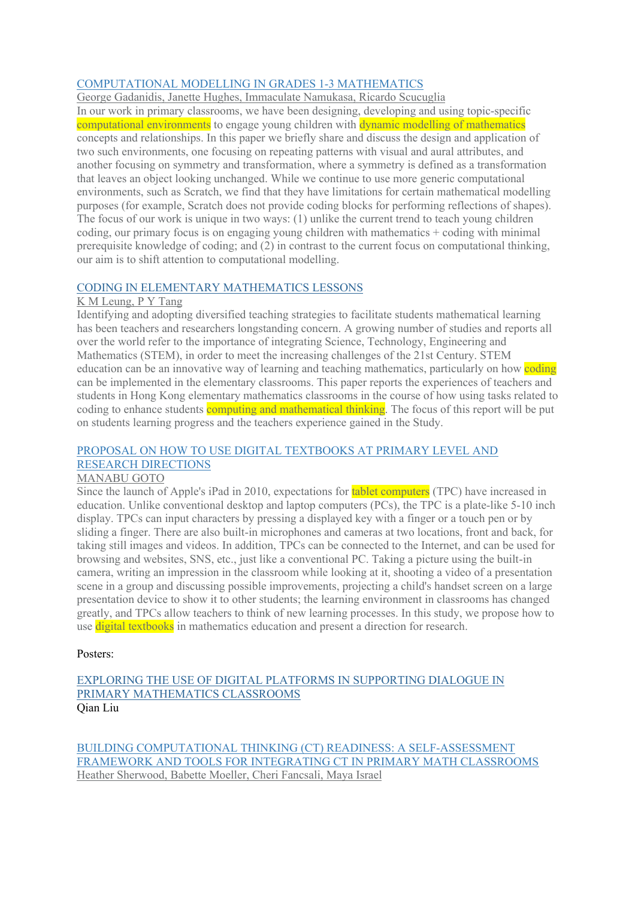[COMPUTATIONAL MODELLING IN GRADES 1-3 MATHEMATICS](#)

George Gadanidis, Janette Hughes, Immaculate Namukasa, Ricardo Scucuglia

In our work in primary classrooms, we have been designing, developing and using topic-specific computational environments to engage young children with dynamic modelling of mathematics concepts and relationships. In this paper we briefly share and discuss the design and application of two such environments, one focusing on repeating patterns with visual and aural attributes, and another focusing on symmetry and transformation, where a symmetry is defined as a transformation that leaves an object looking unchanged. While we continue to use more generic computational environments, such as Scratch, we find that they have limitations for certain mathematical modelling purposes (for example, Scratch does not provide coding blocks for performing reflections of shapes). The focus of our work is unique in two ways: (1) unlike the current trend to teach young children coding, our primary focus is on engaging young children with mathematics + coding with minimal prerequisite knowledge of coding; and (2) in contrast to the current focus on computational thinking, our aim is to shift attention to computational modelling.

[CODING IN ELEMENTARY MATHEMATICS LESSONS](#)

K M Leung, P Y Tang

Identifying and adopting diversified teaching strategies to facilitate students mathematical learning has been teachers and researchers longstanding concern. A growing number of studies and reports all over the world refer to the importance of integrating Science, Technology, Engineering and Mathematics (STEM), in order to meet the increasing challenges of the 21st Century. STEM education can be an innovative way of learning and teaching mathematics, particularly on how coding can be implemented in the elementary classrooms. This paper reports the experiences of teachers and students in Hong Kong elementary mathematics classrooms in the course of how using tasks related to coding to enhance students computing and mathematical thinking. The focus of this report will be put on students learning progress and the teachers experience gained in the Study.

[PROPOSAL ON HOW TO USE DIGITAL TEXTBOOKS AT PRIMARY LEVEL AND RESEARCH DIRECTIONS](#)

MANABU GOTO

Since the launch of Apple's iPad in 2010, expectations for tablet computers (TPC) have increased in education. Unlike conventional desktop and laptop computers (PCs), the TPC is a plate-like 5-10 inch display. TPCs can input characters by pressing a displayed key with a finger or a touch pen or by sliding a finger. There are also built-in microphones and cameras at two locations, front and back, for taking still images and videos. In addition, TPCs can be connected to the Internet, and can be used for browsing and websites, SNS, etc., just like a conventional PC. Taking a picture using the built-in camera, writing an impression in the classroom while looking at it, shooting a video of a presentation scene in a group and discussing possible improvements, projecting a child's handset screen on a large presentation device to show it to other students; the learning environment in classrooms has changed greatly, and TPCs allow teachers to think of new learning processes. In this study, we propose how to use digital textbooks in mathematics education and present a direction for research.

Posters:

[EXPLORING THE USE OF DIGITAL PLATFORMS IN SUPPORTING DIALOGUE IN PRIMARY MATHEMATICS CLASSROOMS](#)

Qian Liu

[BUILDING COMPUTATIONAL THINKING (CT) READINESS: A SELF-ASSESSMENT FRAMEWORK AND TOOLS FOR INTEGRATING CT IN PRIMARY MATH CLASSROOMS](#)

Heather Sherwood, Babette Moeller, Cheri Fancsali, Maya Israel